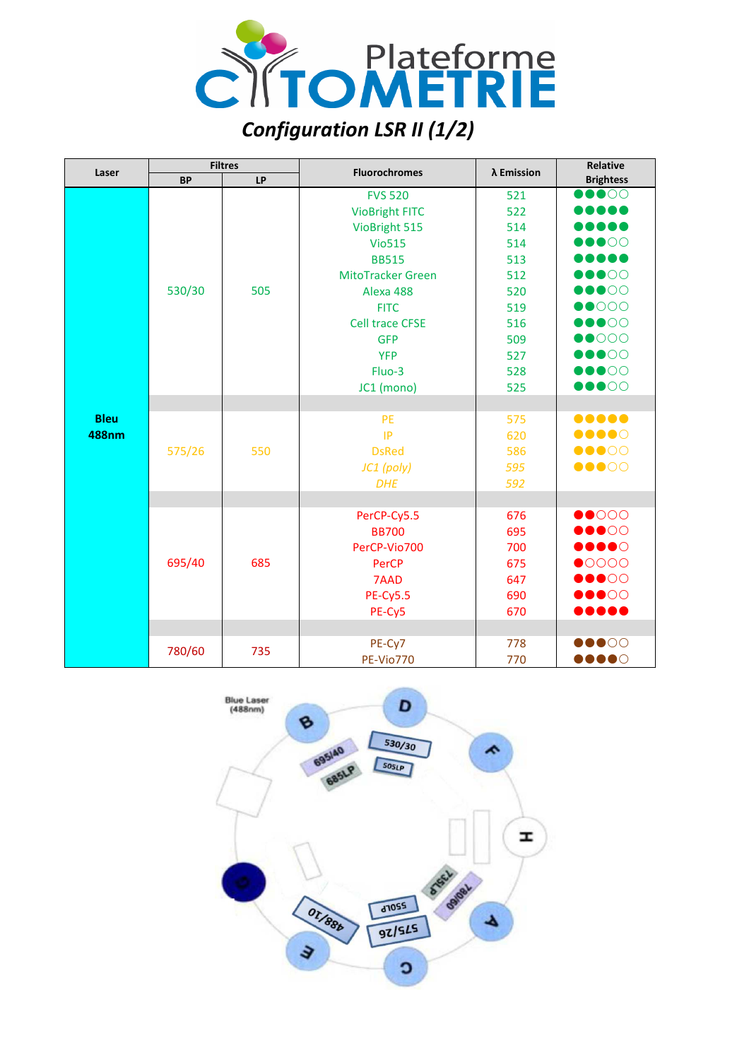# Plateforme CYTOMETRIE

## *Configuration LSR II (1/2)*

| Laser | Filtres | | Fluorochromes | λ Emission | Relative Brightess |
|---|---|---|---|---|---|
| | BP | LP | | | |
| Bleu 488nm | 530/30 | 505 | FVS 520 | 521 | ●●●○○ |
| | | | VioBright FITC | 522 | ●●●●● |
| | | | VioBright 515 | 514 | ●●●●● |
| | | | Vio515 | 514 | ●●●○○ |
| | | | BB515 | 513 | ●●●●● |
| | | | MitoTracker Green | 512 | ●●●○○ |
| | | | Alexa 488 | 520 | ●●●○○ |
| | | | FITC | 519 | ●●○○○ |
| | | | Cell trace CFSE | 516 | ●●●○○ |
| | | | GFP | 509 | ●●○○○ |
| | | | YFP | 527 | ●●●○○ |
| | | | Fluo-3 | 528 | ●●●○○ |
| | | | JC1 (mono) | 525 | ●●●○○ |
| | 575/26 | 550 | PE | 575 | ●●●●● |
| | | | IP | 620 | ●●●●○ |
| | | | DsRed | 586 | ●●●○○ |
| | | | *JC1 (poly)* | *595* | ●●●○○ |
| | | | *DHE* | *592* | |
| | 695/40 | 685 | PerCP-Cy5.5 | 676 | ●●○○○ |
| | | | BB700 | 695 | ●●●○○ |
| | | | PerCP-Vio700 | 700 | ●●●●○ |
| | | | PerCP | 675 | ●○○○○ |
| | | | 7AAD | 647 | ●●●○○ |
| | | | PE-Cy5.5 | 690 | ●●●○○ |
| | | | PE-Cy5 | 670 | ●●●●● |
| | 780/60 | 735 | PE-Cy7 | 778 | ●●●○○ |
| | | | PE-Vio770 | 770 | ●●●●○ |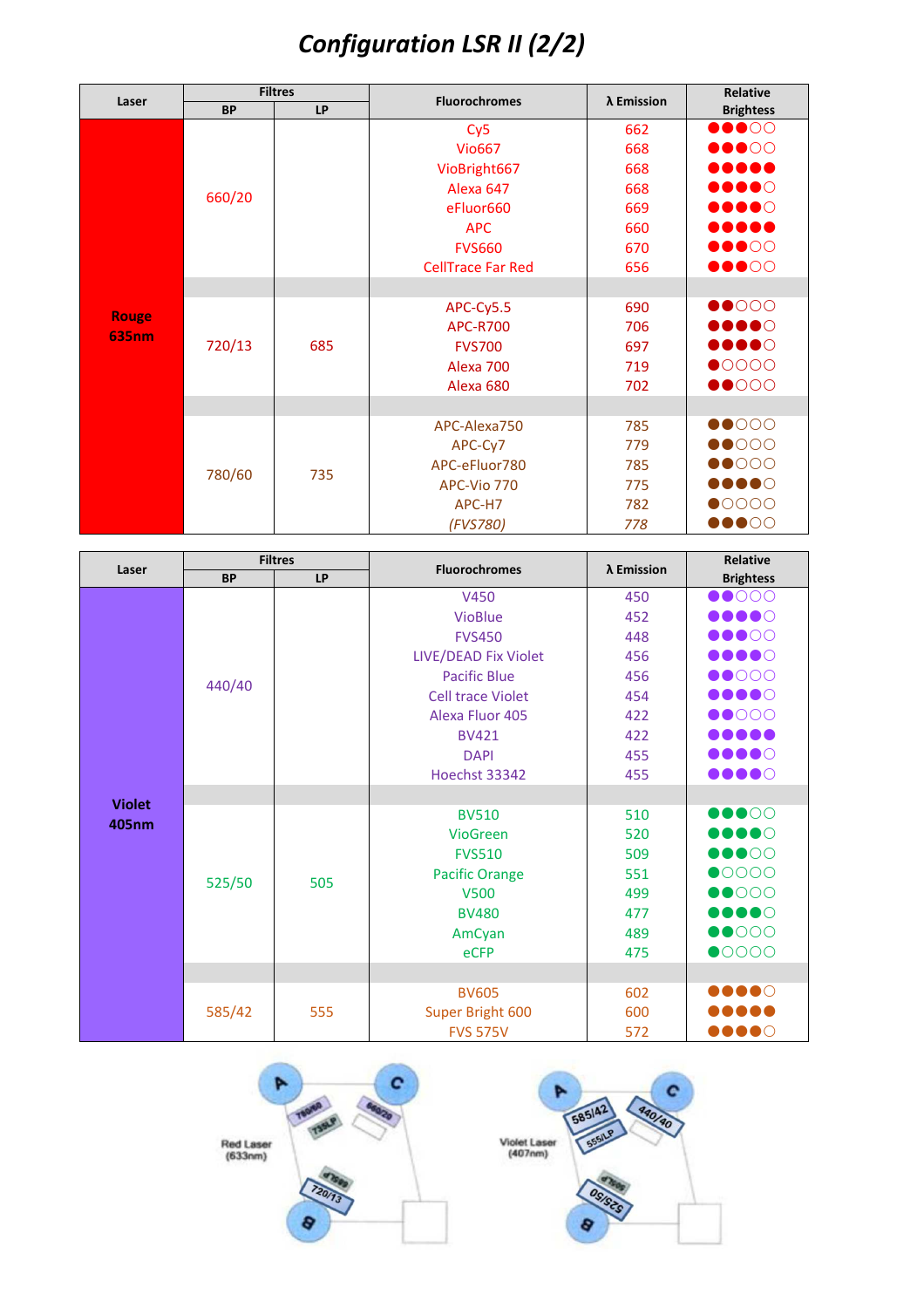# Configuration LSR II (2/2)

| Laser | Filtres BP | Filtres LP | Fluorochromes | λ Emission | Relative Brightess |
|---|---|---|---|---|---|
| Rouge 635nm | 660/20 | | Cy5 | 662 | ●●●○○ |
| | | | Vio667 | 668 | ●●●○○ |
| | | | VioBright667 | 668 | ●●●●● |
| | | | Alexa 647 | 668 | ●●●●○ |
| | | | eFluor660 | 669 | ●●●●○ |
| | | | APC | 660 | ●●●●● |
| | | | FVS660 | 670 | ●●●○○ |
| | | | CellTrace Far Red | 656 | ●●●○○ |
| | 720/13 | 685 | APC-Cy5.5 | 690 | ●●○○○ |
| | | | APC-R700 | 706 | ●●●●○ |
| | | | FVS700 | 697 | ●●●●○ |
| | | | Alexa 700 | 719 | ●○○○○ |
| | | | Alexa 680 | 702 | ●●○○○ |
| | 780/60 | 735 | APC-Alexa750 | 785 | ●●○○○ |
| | | | APC-Cy7 | 779 | ●●○○○ |
| | | | APC-eFluor780 | 785 | ●●○○○ |
| | | | APC-Vio 770 | 775 | ●●●●○ |
| | | | APC-H7 | 782 | ●○○○○ |
| | | | *(FVS780)* | *778* | ●●●○○ |

| Laser | Filtres BP | Filtres LP | Fluorochromes | λ Emission | Relative Brightess |
|---|---|---|---|---|---|
| Violet 405nm | 440/40 | | V450 | 450 | ●●○○○ |
| | | | VioBlue | 452 | ●●●●○ |
| | | | FVS450 | 448 | ●●●○○ |
| | | | LIVE/DEAD Fix Violet | 456 | ●●●●○ |
| | | | Pacific Blue | 456 | ●●○○○ |
| | | | Cell trace Violet | 454 | ●●●●○ |
| | | | Alexa Fluor 405 | 422 | ●●○○○ |
| | | | BV421 | 422 | ●●●●● |
| | | | DAPI | 455 | ●●●●○ |
| | | | Hoechst 33342 | 455 | ●●●●○ |
| | 525/50 | 505 | BV510 | 510 | ●●●○○ |
| | | | VioGreen | 520 | ●●●●○ |
| | | | FVS510 | 509 | ●●●○○ |
| | | | Pacific Orange | 551 | ●○○○○ |
| | | | V500 | 499 | ●●○○○ |
| | | | BV480 | 477 | ●●●●○ |
| | | | AmCyan | 489 | ●●○○○ |
| | | | eCFP | 475 | ●○○○○ |
| | 585/42 | 555 | BV605 | 602 | ●●●●○ |
| | | | Super Bright 600 | 600 | ●●●●● |
| | | | FVS 575V | 572 | ●●●●○ |

Red Laser (633nm)
A
C
780/60
735LP
660/20
B
720/13
685LP

Violet Laser (407nm)
A
C
585/42
555LP
440/40
B
525/50
505LP